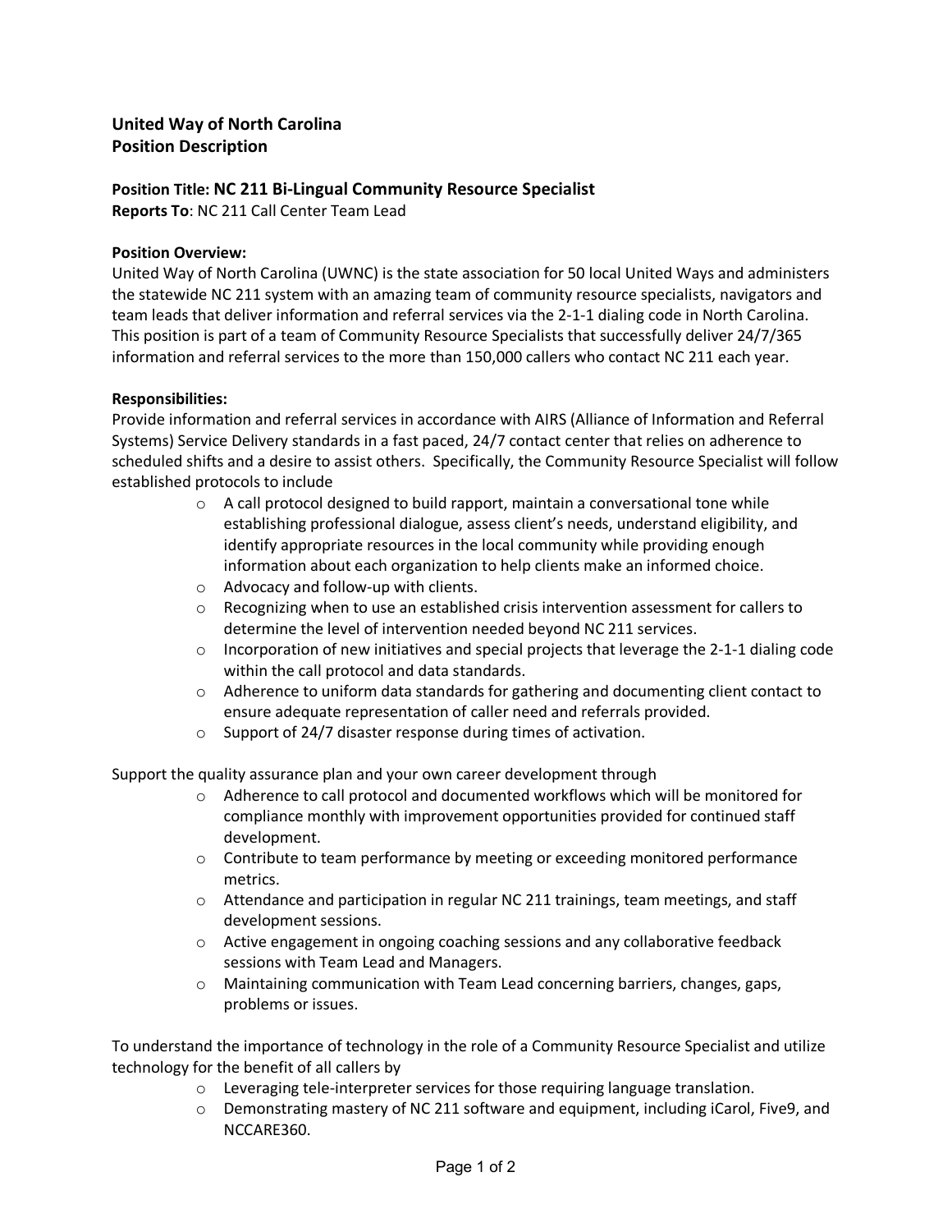**United Way of North Carolina**
**Position Description**

**Position Title: NC 211 Bi-Lingual Community Resource Specialist**
**Reports To**: NC 211 Call Center Team Lead

**Position Overview:**
United Way of North Carolina (UWNC) is the state association for 50 local United Ways and administers the statewide NC 211 system with an amazing team of community resource specialists, navigators and team leads that deliver information and referral services via the 2-1-1 dialing code in North Carolina. This position is part of a team of Community Resource Specialists that successfully deliver 24/7/365 information and referral services to the more than 150,000 callers who contact NC 211 each year.

**Responsibilities:**
Provide information and referral services in accordance with AIRS (Alliance of Information and Referral Systems) Service Delivery standards in a fast paced, 24/7 contact center that relies on adherence to scheduled shifts and a desire to assist others. Specifically, the Community Resource Specialist will follow established protocols to include

- A call protocol designed to build rapport, maintain a conversational tone while establishing professional dialogue, assess client's needs, understand eligibility, and identify appropriate resources in the local community while providing enough information about each organization to help clients make an informed choice.
- Advocacy and follow-up with clients.
- Recognizing when to use an established crisis intervention assessment for callers to determine the level of intervention needed beyond NC 211 services.
- Incorporation of new initiatives and special projects that leverage the 2-1-1 dialing code within the call protocol and data standards.
- Adherence to uniform data standards for gathering and documenting client contact to ensure adequate representation of caller need and referrals provided.
- Support of 24/7 disaster response during times of activation.

Support the quality assurance plan and your own career development through

- Adherence to call protocol and documented workflows which will be monitored for compliance monthly with improvement opportunities provided for continued staff development.
- Contribute to team performance by meeting or exceeding monitored performance metrics.
- Attendance and participation in regular NC 211 trainings, team meetings, and staff development sessions.
- Active engagement in ongoing coaching sessions and any collaborative feedback sessions with Team Lead and Managers.
- Maintaining communication with Team Lead concerning barriers, changes, gaps, problems or issues.

To understand the importance of technology in the role of a Community Resource Specialist and utilize technology for the benefit of all callers by

- Leveraging tele-interpreter services for those requiring language translation.
- Demonstrating mastery of NC 211 software and equipment, including iCarol, Five9, and NCCARE360.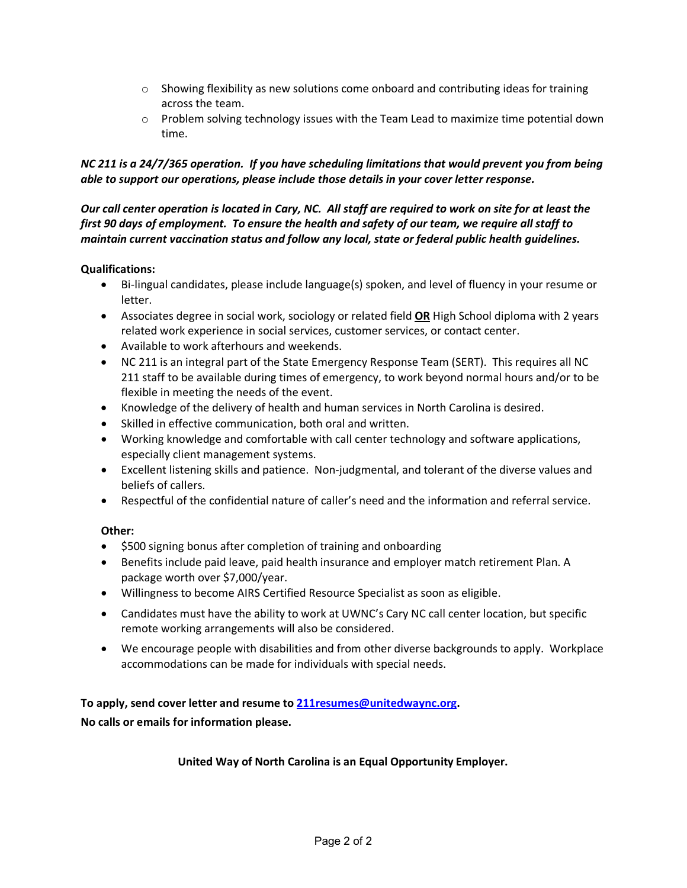- Showing flexibility as new solutions come onboard and contributing ideas for training across the team.
- Problem solving technology issues with the Team Lead to maximize time potential down time.

***NC 211 is a 24/7/365 operation. If you have scheduling limitations that would prevent you from being able to support our operations, please include those details in your cover letter response.***

***Our call center operation is located in Cary, NC. All staff are required to work on site for at least the first 90 days of employment. To ensure the health and safety of our team, we require all staff to maintain current vaccination status and follow any local, state or federal public health guidelines.***

**Qualifications:**

- Bi-lingual candidates, please include language(s) spoken, and level of fluency in your resume or letter.
- Associates degree in social work, sociology or related field **OR** High School diploma with 2 years related work experience in social services, customer services, or contact center.
- Available to work afterhours and weekends.
- NC 211 is an integral part of the State Emergency Response Team (SERT). This requires all NC 211 staff to be available during times of emergency, to work beyond normal hours and/or to be flexible in meeting the needs of the event.
- Knowledge of the delivery of health and human services in North Carolina is desired.
- Skilled in effective communication, both oral and written.
- Working knowledge and comfortable with call center technology and software applications, especially client management systems.
- Excellent listening skills and patience. Non-judgmental, and tolerant of the diverse values and beliefs of callers.
- Respectful of the confidential nature of caller's need and the information and referral service.

**Other:**

- $500 signing bonus after completion of training and onboarding
- Benefits include paid leave, paid health insurance and employer match retirement Plan. A package worth over $7,000/year.
- Willingness to become AIRS Certified Resource Specialist as soon as eligible.
- Candidates must have the ability to work at UWNC's Cary NC call center location, but specific remote working arrangements will also be considered.
- We encourage people with disabilities and from other diverse backgrounds to apply. Workplace accommodations can be made for individuals with special needs.

**To apply, send cover letter and resume to 211resumes@unitedwaync.org.**

**No calls or emails for information please.**

**United Way of North Carolina is an Equal Opportunity Employer.**